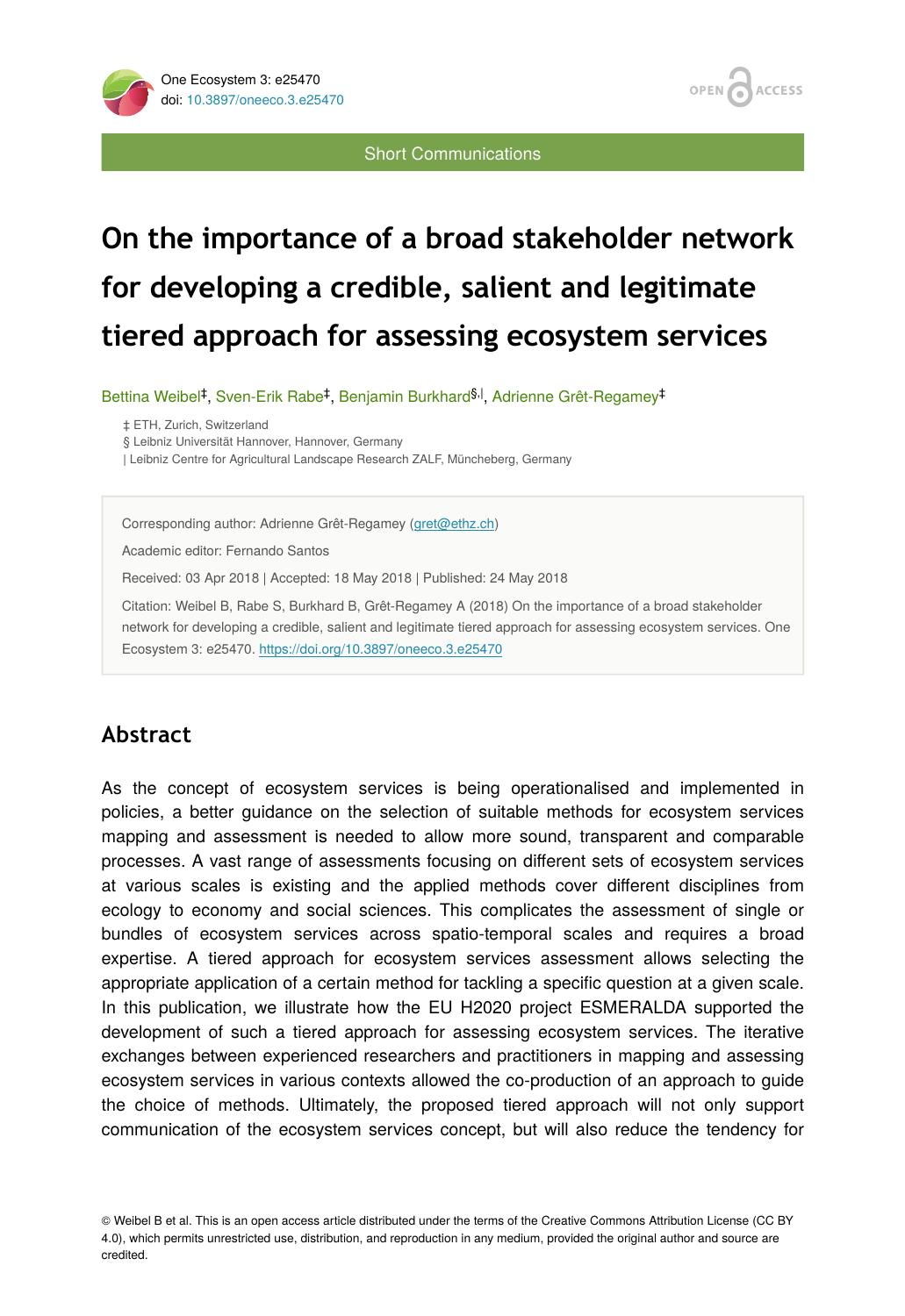Short Communications

# On the importance of a broad stakeholder network for developing a credible, salient and legitimate tiered approach for assessing ecosystem services

Bettina Weibel[‡], Sven-Erik Rabe[‡], Benjamin Burkhard[§,|], Adrienne Grêt-Regamey[‡]

‡ ETH, Zurich, Switzerland
§ Leibniz Universität Hannover, Hannover, Germany
| Leibniz Centre for Agricultural Landscape Research ZALF, Müncheberg, Germany

Corresponding author: Adrienne Grêt-Regamey (gret@ethz.ch)

Academic editor: Fernando Santos

Received: 03 Apr 2018 | Accepted: 18 May 2018 | Published: 24 May 2018

Citation: Weibel B, Rabe S, Burkhard B, Grêt-Regamey A (2018) On the importance of a broad stakeholder network for developing a credible, salient and legitimate tiered approach for assessing ecosystem services. One Ecosystem 3: e25470. https://doi.org/10.3897/oneeco.3.e25470

## Abstract

As the concept of ecosystem services is being operationalised and implemented in policies, a better guidance on the selection of suitable methods for ecosystem services mapping and assessment is needed to allow more sound, transparent and comparable processes. A vast range of assessments focusing on different sets of ecosystem services at various scales is existing and the applied methods cover different disciplines from ecology to economy and social sciences. This complicates the assessment of single or bundles of ecosystem services across spatio-temporal scales and requires a broad expertise. A tiered approach for ecosystem services assessment allows selecting the appropriate application of a certain method for tackling a specific question at a given scale. In this publication, we illustrate how the EU H2020 project ESMERALDA supported the development of such a tiered approach for assessing ecosystem services. The iterative exchanges between experienced researchers and practitioners in mapping and assessing ecosystem services in various contexts allowed the co-production of an approach to guide the choice of methods. Ultimately, the proposed tiered approach will not only support communication of the ecosystem services concept, but will also reduce the tendency for

© Weibel B et al. This is an open access article distributed under the terms of the Creative Commons Attribution License (CC BY 4.0), which permits unrestricted use, distribution, and reproduction in any medium, provided the original author and source are credited.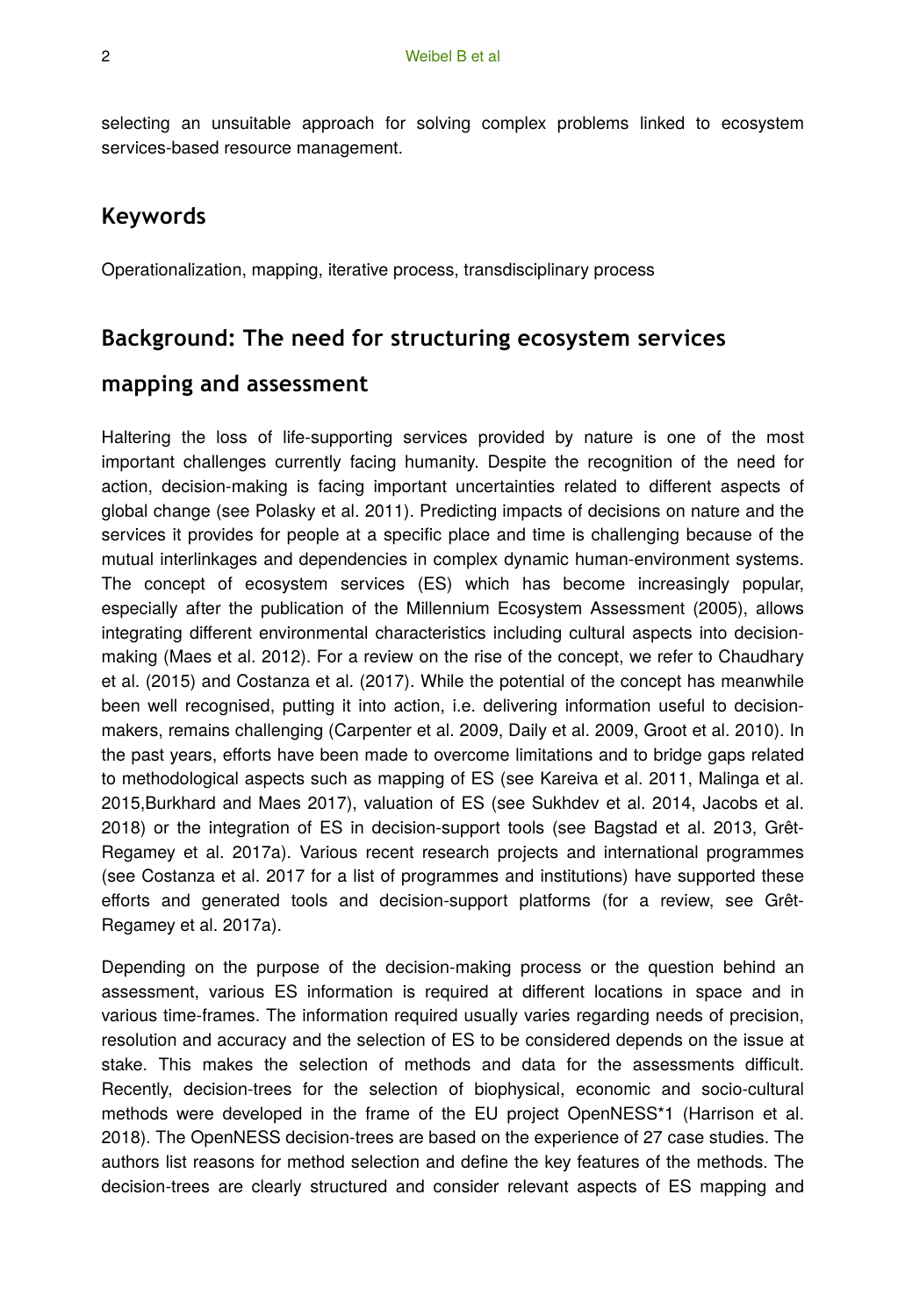selecting an unsuitable approach for solving complex problems linked to ecosystem services-based resource management.

## Keywords

Operationalization, mapping, iterative process, transdisciplinary process

## Background: The need for structuring ecosystem services mapping and assessment

Haltering the loss of life-supporting services provided by nature is one of the most important challenges currently facing humanity. Despite the recognition of the need for action, decision-making is facing important uncertainties related to different aspects of global change (see Polasky et al. 2011). Predicting impacts of decisions on nature and the services it provides for people at a specific place and time is challenging because of the mutual interlinkages and dependencies in complex dynamic human-environment systems. The concept of ecosystem services (ES) which has become increasingly popular, especially after the publication of the Millennium Ecosystem Assessment (2005), allows integrating different environmental characteristics including cultural aspects into decision-making (Maes et al. 2012). For a review on the rise of the concept, we refer to Chaudhary et al. (2015) and Costanza et al. (2017). While the potential of the concept has meanwhile been well recognised, putting it into action, i.e. delivering information useful to decision-makers, remains challenging (Carpenter et al. 2009, Daily et al. 2009, Groot et al. 2010). In the past years, efforts have been made to overcome limitations and to bridge gaps related to methodological aspects such as mapping of ES (see Kareiva et al. 2011, Malinga et al. 2015,Burkhard and Maes 2017), valuation of ES (see Sukhdev et al. 2014, Jacobs et al. 2018) or the integration of ES in decision-support tools (see Bagstad et al. 2013, Grêt-Regamey et al. 2017a). Various recent research projects and international programmes (see Costanza et al. 2017 for a list of programmes and institutions) have supported these efforts and generated tools and decision-support platforms (for a review, see Grêt-Regamey et al. 2017a).

Depending on the purpose of the decision-making process or the question behind an assessment, various ES information is required at different locations in space and in various time-frames. The information required usually varies regarding needs of precision, resolution and accuracy and the selection of ES to be considered depends on the issue at stake. This makes the selection of methods and data for the assessments difficult. Recently, decision-trees for the selection of biophysical, economic and socio-cultural methods were developed in the frame of the EU project OpenNESS*1 (Harrison et al. 2018). The OpenNESS decision-trees are based on the experience of 27 case studies. The authors list reasons for method selection and define the key features of the methods. The decision-trees are clearly structured and consider relevant aspects of ES mapping and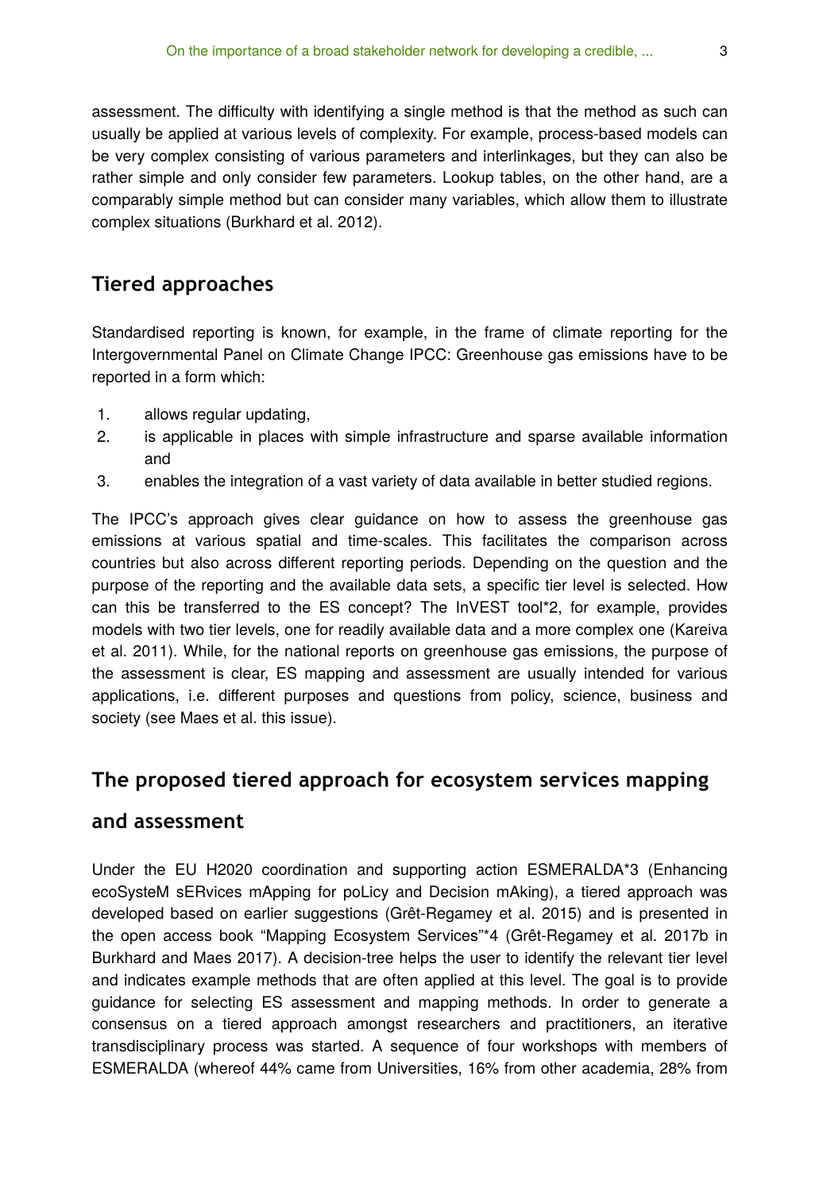assessment. The difficulty with identifying a single method is that the method as such can usually be applied at various levels of complexity. For example, process-based models can be very complex consisting of various parameters and interlinkages, but they can also be rather simple and only consider few parameters. Lookup tables, on the other hand, are a comparably simple method but can consider many variables, which allow them to illustrate complex situations (Burkhard et al. 2012).

## Tiered approaches

Standardised reporting is known, for example, in the frame of climate reporting for the Intergovernmental Panel on Climate Change IPCC: Greenhouse gas emissions have to be reported in a form which:

1. allows regular updating,
2. is applicable in places with simple infrastructure and sparse available information and
3. enables the integration of a vast variety of data available in better studied regions.

The IPCC's approach gives clear guidance on how to assess the greenhouse gas emissions at various spatial and time-scales. This facilitates the comparison across countries but also across different reporting periods. Depending on the question and the purpose of the reporting and the available data sets, a specific tier level is selected. How can this be transferred to the ES concept? The InVEST tool*2, for example, provides models with two tier levels, one for readily available data and a more complex one (Kareiva et al. 2011). While, for the national reports on greenhouse gas emissions, the purpose of the assessment is clear, ES mapping and assessment are usually intended for various applications, i.e. different purposes and questions from policy, science, business and society (see Maes et al. this issue).

## The proposed tiered approach for ecosystem services mapping and assessment

Under the EU H2020 coordination and supporting action ESMERALDA*3 (Enhancing ecoSysteM sERvices mApping for poLicy and Decision mAking), a tiered approach was developed based on earlier suggestions (Grêt-Regamey et al. 2015) and is presented in the open access book "Mapping Ecosystem Services"*4 (Grêt-Regamey et al. 2017b in Burkhard and Maes 2017). A decision-tree helps the user to identify the relevant tier level and indicates example methods that are often applied at this level. The goal is to provide guidance for selecting ES assessment and mapping methods. In order to generate a consensus on a tiered approach amongst researchers and practitioners, an iterative transdisciplinary process was started. A sequence of four workshops with members of ESMERALDA (whereof 44% came from Universities, 16% from other academia, 28% from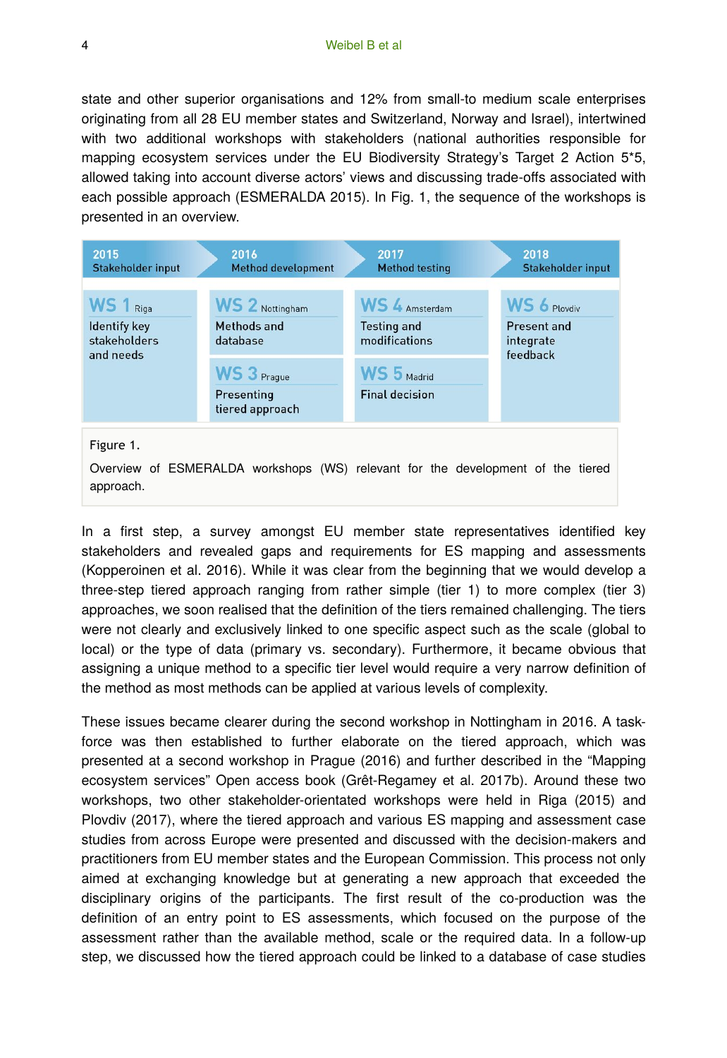state and other superior organisations and 12% from small-to medium scale enterprises originating from all 28 EU member states and Switzerland, Norway and Israel), intertwined with two additional workshops with stakeholders (national authorities responsible for mapping ecosystem services under the EU Biodiversity Strategy's Target 2 Action 5*5, allowed taking into account diverse actors' views and discussing trade-offs associated with each possible approach (ESMERALDA 2015). In Fig. 1, the sequence of the workshops is presented in an overview.

2015 Stakeholder input

2016 Method development

2017 Method testing

2018 Stakeholder input

WS 1 Riga

Identify key stakeholders and needs

WS 2 Nottingham

Methods and database

WS 3 Prague

Presenting tiered approach

WS 4 Amsterdam

Testing and modifications

WS 5 Madrid

Final decision

WS 6 Plovdiv

Present and integrate feedback

Figure 1.

Overview of ESMERALDA workshops (WS) relevant for the development of the tiered approach.

In a first step, a survey amongst EU member state representatives identified key stakeholders and revealed gaps and requirements for ES mapping and assessments (Kopperoinen et al. 2016). While it was clear from the beginning that we would develop a three-step tiered approach ranging from rather simple (tier 1) to more complex (tier 3) approaches, we soon realised that the definition of the tiers remained challenging. The tiers were not clearly and exclusively linked to one specific aspect such as the scale (global to local) or the type of data (primary vs. secondary). Furthermore, it became obvious that assigning a unique method to a specific tier level would require a very narrow definition of the method as most methods can be applied at various levels of complexity.

These issues became clearer during the second workshop in Nottingham in 2016. A task-force was then established to further elaborate on the tiered approach, which was presented at a second workshop in Prague (2016) and further described in the "Mapping ecosystem services" Open access book (Grêt-Regamey et al. 2017b). Around these two workshops, two other stakeholder-orientated workshops were held in Riga (2015) and Plovdiv (2017), where the tiered approach and various ES mapping and assessment case studies from across Europe were presented and discussed with the decision-makers and practitioners from EU member states and the European Commission. This process not only aimed at exchanging knowledge but at generating a new approach that exceeded the disciplinary origins of the participants. The first result of the co-production was the definition of an entry point to ES assessments, which focused on the purpose of the assessment rather than the available method, scale or the required data. In a follow-up step, we discussed how the tiered approach could be linked to a database of case studies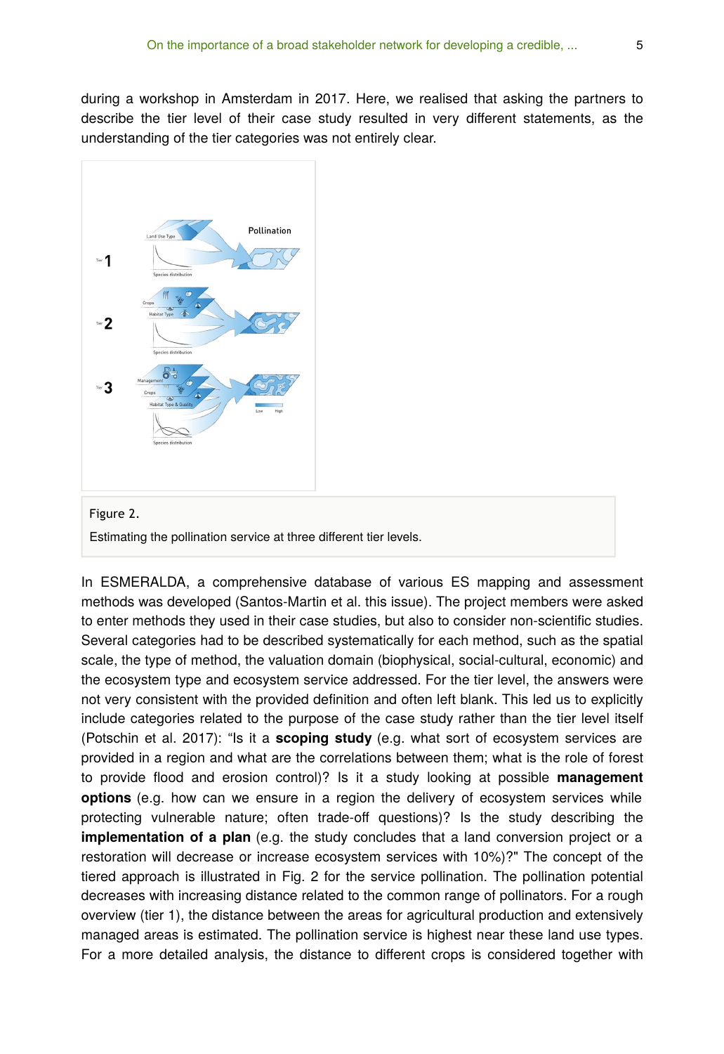during a workshop in Amsterdam in 2017. Here, we realised that asking the partners to describe the tier level of their case study resulted in very different statements, as the understanding of the tier categories was not entirely clear.

Tier 1
Land Use Type
Species distribution
Pollination

Tier 2
Crops
Habitat Type
Species distribution

Tier 3
Management
Crops
Habitat Type & Quality
Species distribution
Low
High

Figure 2.

Estimating the pollination service at three different tier levels.

In ESMERALDA, a comprehensive database of various ES mapping and assessment methods was developed (Santos-Martin et al. this issue). The project members were asked to enter methods they used in their case studies, but also to consider non-scientific studies. Several categories had to be described systematically for each method, such as the spatial scale, the type of method, the valuation domain (biophysical, social-cultural, economic) and the ecosystem type and ecosystem service addressed. For the tier level, the answers were not very consistent with the provided definition and often left blank. This led us to explicitly include categories related to the purpose of the case study rather than the tier level itself (Potschin et al. 2017): "Is it a **scoping study** (e.g. what sort of ecosystem services are provided in a region and what are the correlations between them; what is the role of forest to provide flood and erosion control)? Is it a study looking at possible **management options** (e.g. how can we ensure in a region the delivery of ecosystem services while protecting vulnerable nature; often trade-off questions)? Is the study describing the **implementation of a plan** (e.g. the study concludes that a land conversion project or a restoration will decrease or increase ecosystem services with 10%)?" The concept of the tiered approach is illustrated in Fig. 2 for the service pollination. The pollination potential decreases with increasing distance related to the common range of pollinators. For a rough overview (tier 1), the distance between the areas for agricultural production and extensively managed areas is estimated. The pollination service is highest near these land use types. For a more detailed analysis, the distance to different crops is considered together with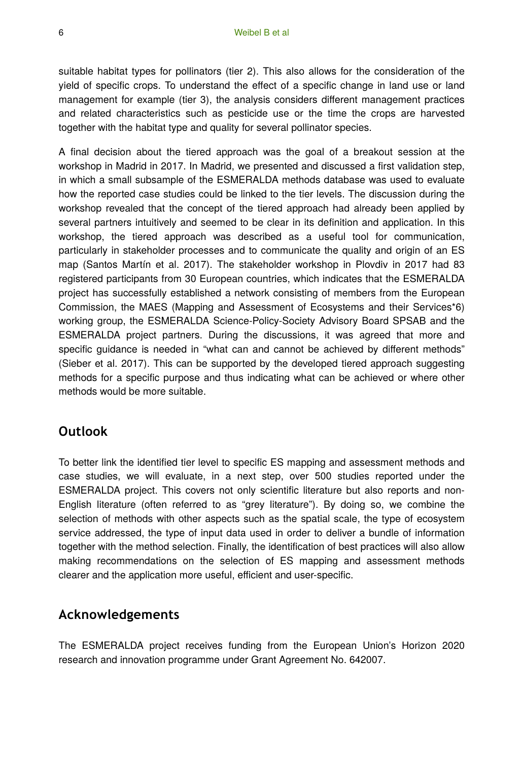suitable habitat types for pollinators (tier 2). This also allows for the consideration of the yield of specific crops. To understand the effect of a specific change in land use or land management for example (tier 3), the analysis considers different management practices and related characteristics such as pesticide use or the time the crops are harvested together with the habitat type and quality for several pollinator species.

A final decision about the tiered approach was the goal of a breakout session at the workshop in Madrid in 2017. In Madrid, we presented and discussed a first validation step, in which a small subsample of the ESMERALDA methods database was used to evaluate how the reported case studies could be linked to the tier levels. The discussion during the workshop revealed that the concept of the tiered approach had already been applied by several partners intuitively and seemed to be clear in its definition and application. In this workshop, the tiered approach was described as a useful tool for communication, particularly in stakeholder processes and to communicate the quality and origin of an ES map (Santos Martín et al. 2017). The stakeholder workshop in Plovdiv in 2017 had 83 registered participants from 30 European countries, which indicates that the ESMERALDA project has successfully established a network consisting of members from the European Commission, the MAES (Mapping and Assessment of Ecosystems and their Services*6) working group, the ESMERALDA Science-Policy-Society Advisory Board SPSAB and the ESMERALDA project partners. During the discussions, it was agreed that more and specific guidance is needed in "what can and cannot be achieved by different methods" (Sieber et al. 2017). This can be supported by the developed tiered approach suggesting methods for a specific purpose and thus indicating what can be achieved or where other methods would be more suitable.

## Outlook

To better link the identified tier level to specific ES mapping and assessment methods and case studies, we will evaluate, in a next step, over 500 studies reported under the ESMERALDA project. This covers not only scientific literature but also reports and non-English literature (often referred to as "grey literature"). By doing so, we combine the selection of methods with other aspects such as the spatial scale, the type of ecosystem service addressed, the type of input data used in order to deliver a bundle of information together with the method selection. Finally, the identification of best practices will also allow making recommendations on the selection of ES mapping and assessment methods clearer and the application more useful, efficient and user-specific.

## Acknowledgements

The ESMERALDA project receives funding from the European Union's Horizon 2020 research and innovation programme under Grant Agreement No. 642007.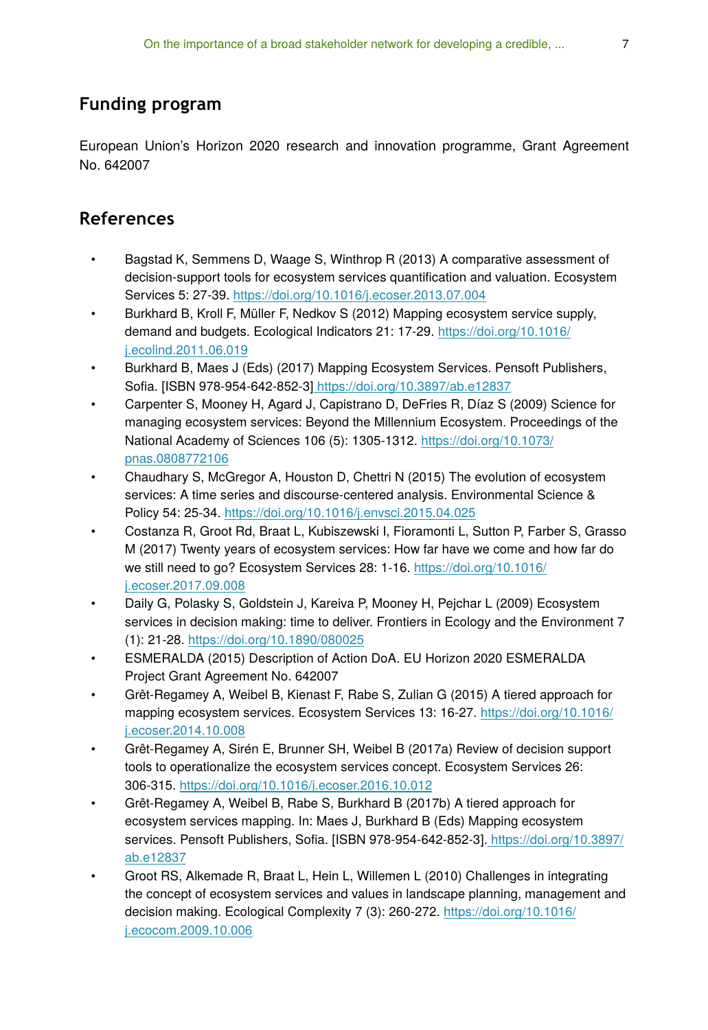## Funding program

European Union's Horizon 2020 research and innovation programme, Grant Agreement No. 642007

## References

- Bagstad K, Semmens D, Waage S, Winthrop R (2013) A comparative assessment of decision-support tools for ecosystem services quantification and valuation. Ecosystem Services 5: 27‑39. https://doi.org/10.1016/j.ecoser.2013.07.004
- Burkhard B, Kroll F, Müller F, Nedkov S (2012) Mapping ecosystem service supply, demand and budgets. Ecological Indicators 21: 17‑29. https://doi.org/10.1016/j.ecolind.2011.06.019
- Burkhard B, Maes J (Eds) (2017) Mapping Ecosystem Services. Pensoft Publishers, Sofia. [ISBN 978-954-642-852-3] https://doi.org/10.3897/ab.e12837
- Carpenter S, Mooney H, Agard J, Capistrano D, DeFries R, Díaz S (2009) Science for managing ecosystem services: Beyond the Millennium Ecosystem. Proceedings of the National Academy of Sciences 106 (5): 1305‑1312. https://doi.org/10.1073/pnas.0808772106
- Chaudhary S, McGregor A, Houston D, Chettri N (2015) The evolution of ecosystem services: A time series and discourse-centered analysis. Environmental Science & Policy 54: 25‑34. https://doi.org/10.1016/j.envsci.2015.04.025
- Costanza R, Groot Rd, Braat L, Kubiszewski I, Fioramonti L, Sutton P, Farber S, Grasso M (2017) Twenty years of ecosystem services: How far have we come and how far do we still need to go? Ecosystem Services 28: 1‑16. https://doi.org/10.1016/j.ecoser.2017.09.008
- Daily G, Polasky S, Goldstein J, Kareiva P, Mooney H, Pejchar L (2009) Ecosystem services in decision making: time to deliver. Frontiers in Ecology and the Environment 7 (1): 21‑28. https://doi.org/10.1890/080025
- ESMERALDA (2015) Description of Action DoA. EU Horizon 2020 ESMERALDA Project Grant Agreement No. 642007
- Grêt-Regamey A, Weibel B, Kienast F, Rabe S, Zulian G (2015) A tiered approach for mapping ecosystem services. Ecosystem Services 13: 16‑27. https://doi.org/10.1016/j.ecoser.2014.10.008
- Grêt-Regamey A, Sirén E, Brunner SH, Weibel B (2017a) Review of decision support tools to operationalize the ecosystem services concept. Ecosystem Services 26: 306‑315. https://doi.org/10.1016/j.ecoser.2016.10.012
- Grêt-Regamey A, Weibel B, Rabe S, Burkhard B (2017b) A tiered approach for ecosystem services mapping. In: Maes J, Burkhard B (Eds) Mapping ecosystem services. Pensoft Publishers, Sofia. [ISBN 978-954-642-852-3]. https://doi.org/10.3897/ab.e12837
- Groot RS, Alkemade R, Braat L, Hein L, Willemen L (2010) Challenges in integrating the concept of ecosystem services and values in landscape planning, management and decision making. Ecological Complexity 7 (3): 260‑272. https://doi.org/10.1016/j.ecocom.2009.10.006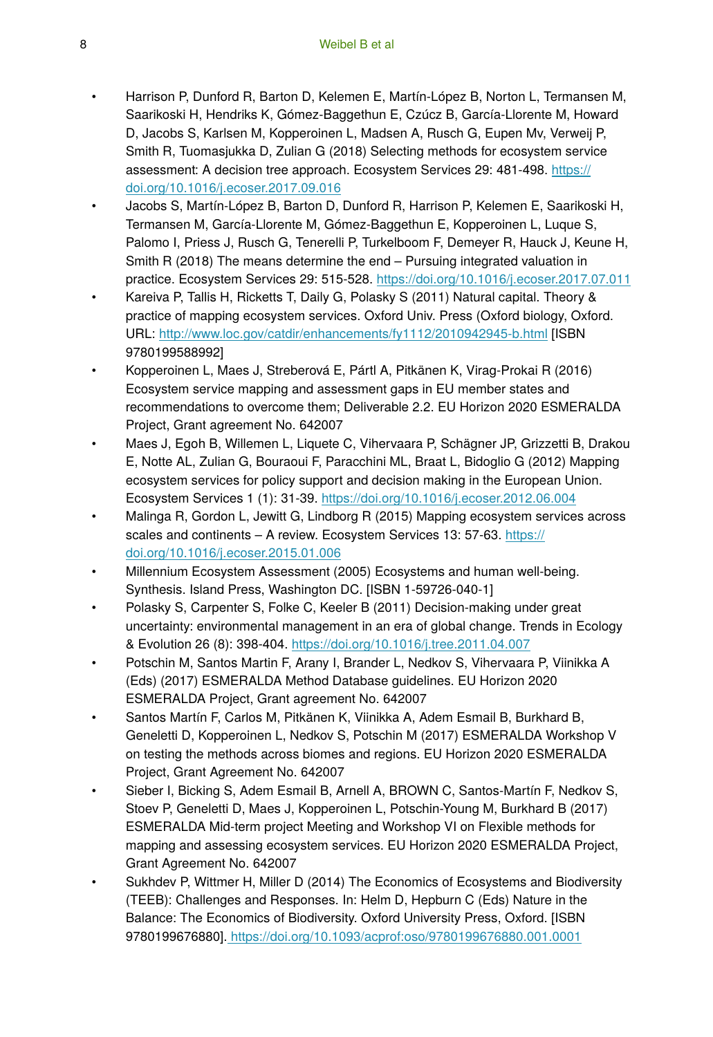- Harrison P, Dunford R, Barton D, Kelemen E, Martín-López B, Norton L, Termansen M, Saarikoski H, Hendriks K, Gómez-Baggethun E, Czúcz B, García-Llorente M, Howard D, Jacobs S, Karlsen M, Kopperoinen L, Madsen A, Rusch G, Eupen Mv, Verweij P, Smith R, Tuomasjukka D, Zulian G (2018) Selecting methods for ecosystem service assessment: A decision tree approach. Ecosystem Services 29: 481‑498. https://doi.org/10.1016/j.ecoser.2017.09.016
- Jacobs S, Martín-López B, Barton D, Dunford R, Harrison P, Kelemen E, Saarikoski H, Termansen M, García-Llorente M, Gómez-Baggethun E, Kopperoinen L, Luque S, Palomo I, Priess J, Rusch G, Tenerelli P, Turkelboom F, Demeyer R, Hauck J, Keune H, Smith R (2018) The means determine the end – Pursuing integrated valuation in practice. Ecosystem Services 29: 515‑528. https://doi.org/10.1016/j.ecoser.2017.07.011
- Kareiva P, Tallis H, Ricketts T, Daily G, Polasky S (2011) Natural capital. Theory & practice of mapping ecosystem services. Oxford Univ. Press (Oxford biology, Oxford. URL: http://www.loc.gov/catdir/enhancements/fy1112/2010942945-b.html [ISBN 9780199588992]
- Kopperoinen L, Maes J, Streberová E, Pártl A, Pitkänen K, Virag-Prokai R (2016) Ecosystem service mapping and assessment gaps in EU member states and recommendations to overcome them; Deliverable 2.2. EU Horizon 2020 ESMERALDA Project, Grant agreement No. 642007
- Maes J, Egoh B, Willemen L, Liquete C, Vihervaara P, Schägner JP, Grizzetti B, Drakou E, Notte AL, Zulian G, Bouraoui F, Paracchini ML, Braat L, Bidoglio G (2012) Mapping ecosystem services for policy support and decision making in the European Union. Ecosystem Services 1 (1): 31‑39. https://doi.org/10.1016/j.ecoser.2012.06.004
- Malinga R, Gordon L, Jewitt G, Lindborg R (2015) Mapping ecosystem services across scales and continents – A review. Ecosystem Services 13: 57‑63. https://doi.org/10.1016/j.ecoser.2015.01.006
- Millennium Ecosystem Assessment (2005) Ecosystems and human well-being. Synthesis. Island Press, Washington DC. [ISBN 1-59726-040-1]
- Polasky S, Carpenter S, Folke C, Keeler B (2011) Decision-making under great uncertainty: environmental management in an era of global change. Trends in Ecology & Evolution 26 (8): 398‑404. https://doi.org/10.1016/j.tree.2011.04.007
- Potschin M, Santos Martin F, Arany I, Brander L, Nedkov S, Vihervaara P, Viinikka A (Eds) (2017) ESMERALDA Method Database guidelines. EU Horizon 2020 ESMERALDA Project, Grant agreement No. 642007
- Santos Martín F, Carlos M, Pitkänen K, Viinikka A, Adem Esmail B, Burkhard B, Geneletti D, Kopperoinen L, Nedkov S, Potschin M (2017) ESMERALDA Workshop V on testing the methods across biomes and regions. EU Horizon 2020 ESMERALDA Project, Grant Agreement No. 642007
- Sieber I, Bicking S, Adem Esmail B, Arnell A, BROWN C, Santos-Martín F, Nedkov S, Stoev P, Geneletti D, Maes J, Kopperoinen L, Potschin-Young M, Burkhard B (2017) ESMERALDA Mid-term project Meeting and Workshop VI on Flexible methods for mapping and assessing ecosystem services. EU Horizon 2020 ESMERALDA Project, Grant Agreement No. 642007
- Sukhdev P, Wittmer H, Miller D (2014) The Economics of Ecosystems and Biodiversity (TEEB): Challenges and Responses. In: Helm D, Hepburn C (Eds) Nature in the Balance: The Economics of Biodiversity. Oxford University Press, Oxford. [ISBN 9780199676880]. https://doi.org/10.1093/acprof:oso/9780199676880.001.0001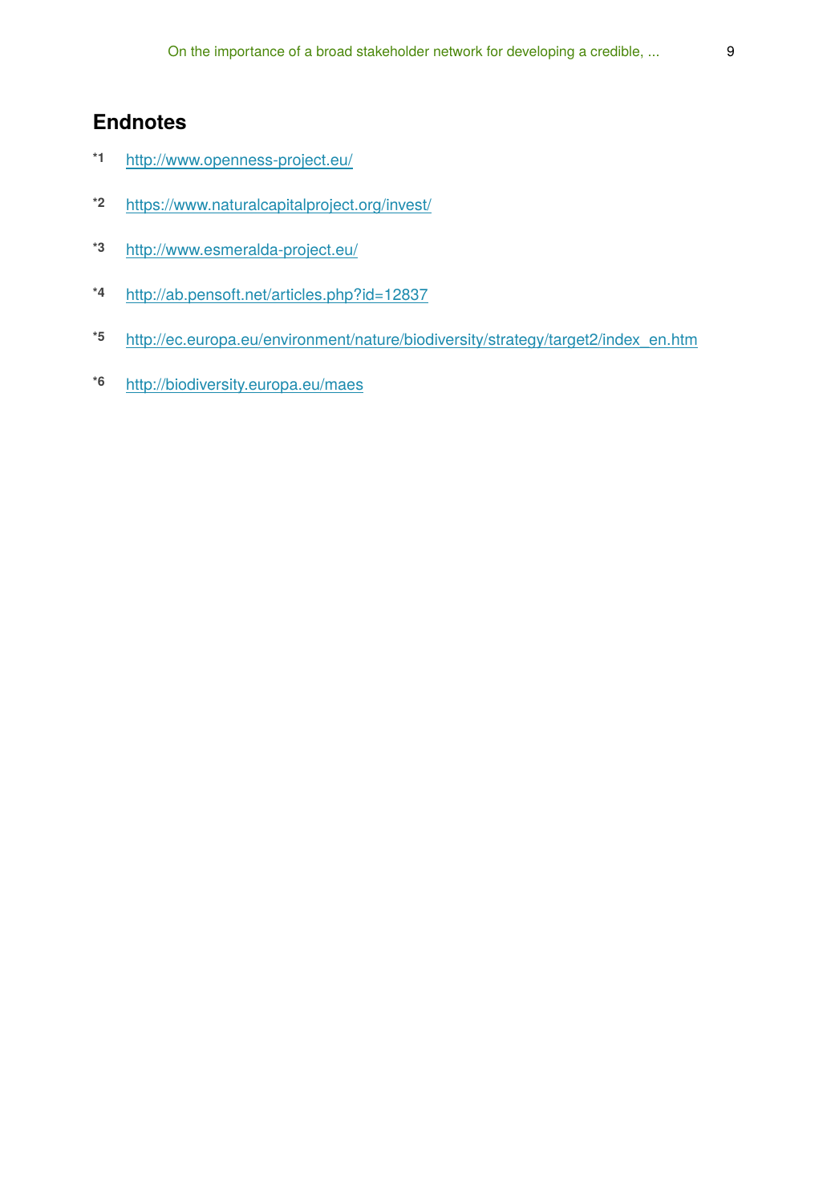## Endnotes

*1 http://www.openness-project.eu/

*2 https://www.naturalcapitalproject.org/invest/

*3 http://www.esmeralda-project.eu/

*4 http://ab.pensoft.net/articles.php?id=12837

*5 http://ec.europa.eu/environment/nature/biodiversity/strategy/target2/index_en.htm

*6 http://biodiversity.europa.eu/maes